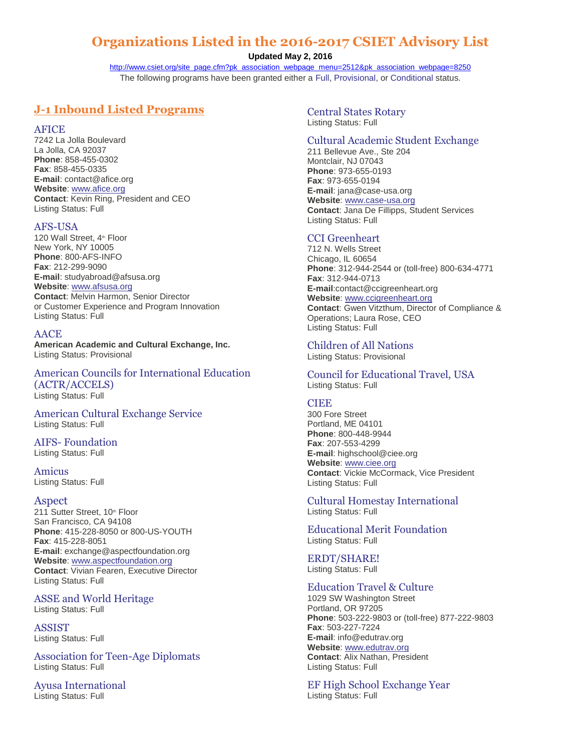# Organizations Listed in the 2016-2017 CSIET Advisory List

**Updated May 2, 2016**

http://www.csiet.org/site_page.cfm?pk_association_webpage_menu=2512&pk_association_webpage=8250

The following programs have been granted either a Full, Provisional, or Conditional status.

## J-1 Inbound Listed Programs

### AFICE
7242 La Jolla Boulevard
La Jolla, CA 92037
**Phone**: 858-455-0302
**Fax**: 858-455-0335
**E-mail**: contact@afice.org
**Website**: www.afice.org
**Contact**: Kevin Ring, President and CEO
Listing Status: Full

### AFS-USA
120 Wall Street, 4th Floor
New York, NY 10005
**Phone**: 800-AFS-INFO
**Fax**: 212-299-9090
**E-mail**: studyabroad@afsusa.org
**Website**: www.afsusa.org
**Contact**: Melvin Harmon, Senior Director or Customer Experience and Program Innovation
Listing Status: Full

### AACE
**American Academic and Cultural Exchange, Inc.**
Listing Status: Provisional

### American Councils for International Education (ACTR/ACCELS)
Listing Status: Full

### American Cultural Exchange Service
Listing Status: Full

### AIFS- Foundation
Listing Status: Full

### Amicus
Listing Status: Full

### Aspect
211 Sutter Street, 10th Floor
San Francisco, CA 94108
**Phone**: 415-228-8050 or 800-US-YOUTH
**Fax**: 415-228-8051
**E-mail**: exchange@aspectfoundation.org
**Website**: www.aspectfoundation.org
**Contact**: Vivian Fearen, Executive Director
Listing Status: Full

### ASSE and World Heritage
Listing Status: Full

### ASSIST
Listing Status: Full

### Association for Teen-Age Diplomats
Listing Status: Full

### Ayusa International
Listing Status: Full

### Central States Rotary
Listing Status: Full

### Cultural Academic Student Exchange
211 Bellevue Ave., Ste 204
Montclair, NJ 07043
**Phone**: 973-655-0193
**Fax**: 973-655-0194
**E-mail**: jana@case-usa.org
**Website**: www.case-usa.org
**Contact**: Jana De Fillipps, Student Services
Listing Status: Full

### CCI Greenheart
712 N. Wells Street
Chicago, IL 60654
**Phone**: 312-944-2544 or (toll-free) 800-634-4771
**Fax**: 312-944-0713
**E-mail**:contact@ccigreenheart.org
**Website**: www.ccigreenheart.org
**Contact**: Gwen Vitzthum, Director of Compliance & Operations; Laura Rose, CEO
Listing Status: Full

### Children of All Nations
Listing Status: Provisional

### Council for Educational Travel, USA
Listing Status: Full

### CIEE
300 Fore Street
Portland, ME 04101
**Phone**: 800-448-9944
**Fax**: 207-553-4299
**E-mail**: highschool@ciee.org
**Website**: www.ciee.org
**Contact**: Vickie McCormack, Vice President
Listing Status: Full

### Cultural Homestay International
Listing Status: Full

### Educational Merit Foundation
Listing Status: Full

### ERDT/SHARE!
Listing Status: Full

### Education Travel & Culture
1029 SW Washington Street
Portland, OR 97205
**Phone**: 503-222-9803 or (toll-free) 877-222-9803
**Fax**: 503-227-7224
**E-mail**: info@edutrav.org
**Website**: www.edutrav.org
**Contact**: Alix Nathan, President
Listing Status: Full

### EF High School Exchange Year
Listing Status: Full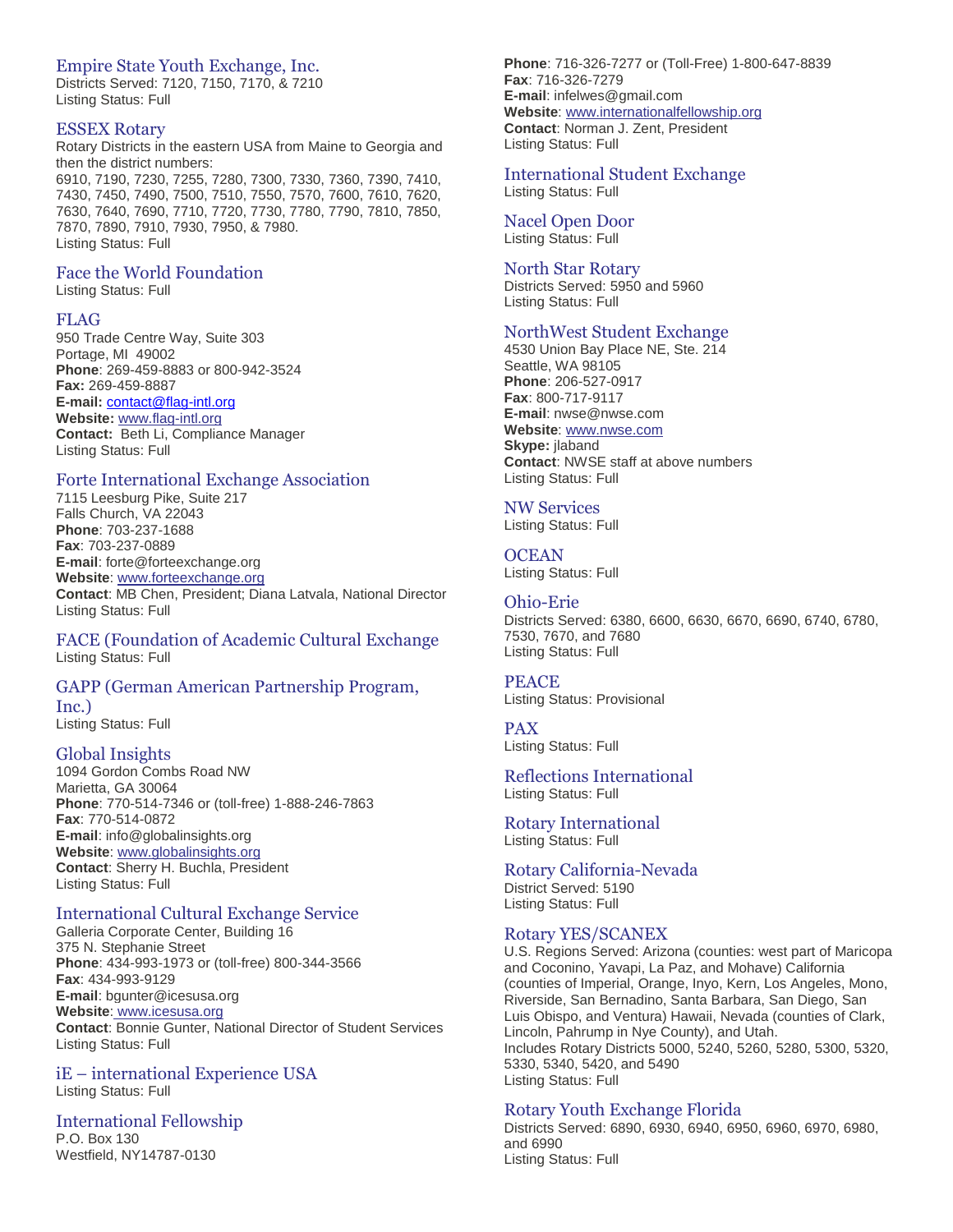### Empire State Youth Exchange, Inc.
Districts Served: 7120, 7150, 7170, & 7210
Listing Status: Full

### ESSEX Rotary
Rotary Districts in the eastern USA from Maine to Georgia and then the district numbers:
6910, 7190, 7230, 7255, 7280, 7300, 7330, 7360, 7390, 7410, 7430, 7450, 7490, 7500, 7510, 7550, 7570, 7600, 7610, 7620, 7630, 7640, 7690, 7710, 7720, 7730, 7780, 7790, 7810, 7850, 7870, 7890, 7910, 7930, 7950, & 7980.
Listing Status: Full

### Face the World Foundation
Listing Status: Full

### FLAG
950 Trade Centre Way, Suite 303
Portage, MI 49002
**Phone**: 269-459-8883 or 800-942-3524
**Fax:** 269-459-8887
**E-mail:** contact@flag-intl.org
**Website:** www.flag-intl.org
**Contact:** Beth Li, Compliance Manager
Listing Status: Full

### Forte International Exchange Association
7115 Leesburg Pike, Suite 217
Falls Church, VA 22043
**Phone**: 703-237-1688
**Fax**: 703-237-0889
**E-mail**: forte@forteexchange.org
**Website**: www.forteexchange.org
**Contact**: MB Chen, President; Diana Latvala, National Director
Listing Status: Full

### FACE (Foundation of Academic Cultural Exchange
Listing Status: Full

### GAPP (German American Partnership Program, Inc.)
Listing Status: Full

### Global Insights
1094 Gordon Combs Road NW
Marietta, GA 30064
**Phone**: 770-514-7346 or (toll-free) 1-888-246-7863
**Fax**: 770-514-0872
**E-mail**: info@globalinsights.org
**Website**: www.globalinsights.org
**Contact**: Sherry H. Buchla, President
Listing Status: Full

### International Cultural Exchange Service
Galleria Corporate Center, Building 16
375 N. Stephanie Street
**Phone**: 434-993-1973 or (toll-free) 800-344-3566
**Fax**: 434-993-9129
**E-mail**: bgunter@icesusa.org
**Website**: www.icesusa.org
**Contact**: Bonnie Gunter, National Director of Student Services
Listing Status: Full

### iE – international Experience USA
Listing Status: Full

### International Fellowship
P.O. Box 130
Westfield, NY14787-0130
**Phone**: 716-326-7277 or (Toll-Free) 1-800-647-8839
**Fax**: 716-326-7279
**E-mail**: infelwes@gmail.com
**Website**: www.internationalfellowship.org
**Contact**: Norman J. Zent, President
Listing Status: Full

### International Student Exchange
Listing Status: Full

### Nacel Open Door
Listing Status: Full

### North Star Rotary
Districts Served: 5950 and 5960
Listing Status: Full

### NorthWest Student Exchange
4530 Union Bay Place NE, Ste. 214
Seattle, WA 98105
**Phone**: 206-527-0917
**Fax**: 800-717-9117
**E-mail**: nwse@nwse.com
**Website**: www.nwse.com
**Skype:** jlaband
**Contact**: NWSE staff at above numbers
Listing Status: Full

### NW Services
Listing Status: Full

### OCEAN
Listing Status: Full

### Ohio-Erie
Districts Served: 6380, 6600, 6630, 6670, 6690, 6740, 6780, 7530, 7670, and 7680
Listing Status: Full

### PEACE
Listing Status: Provisional

### PAX
Listing Status: Full

### Reflections International
Listing Status: Full

### Rotary International
Listing Status: Full

### Rotary California-Nevada
District Served: 5190
Listing Status: Full

### Rotary YES/SCANEX
U.S. Regions Served: Arizona (counties: west part of Maricopa and Coconino, Yavapai, La Paz, and Mohave) California (counties of Imperial, Orange, Inyo, Kern, Los Angeles, Mono, Riverside, San Bernadino, Santa Barbara, San Diego, San Luis Obispo, and Ventura) Hawaii, Nevada (counties of Clark, Lincoln, Pahrump in Nye County), and Utah.
Includes Rotary Districts 5000, 5240, 5260, 5280, 5300, 5320, 5330, 5340, 5420, and 5490
Listing Status: Full

### Rotary Youth Exchange Florida
Districts Served: 6890, 6930, 6940, 6950, 6960, 6970, 6980, and 6990
Listing Status: Full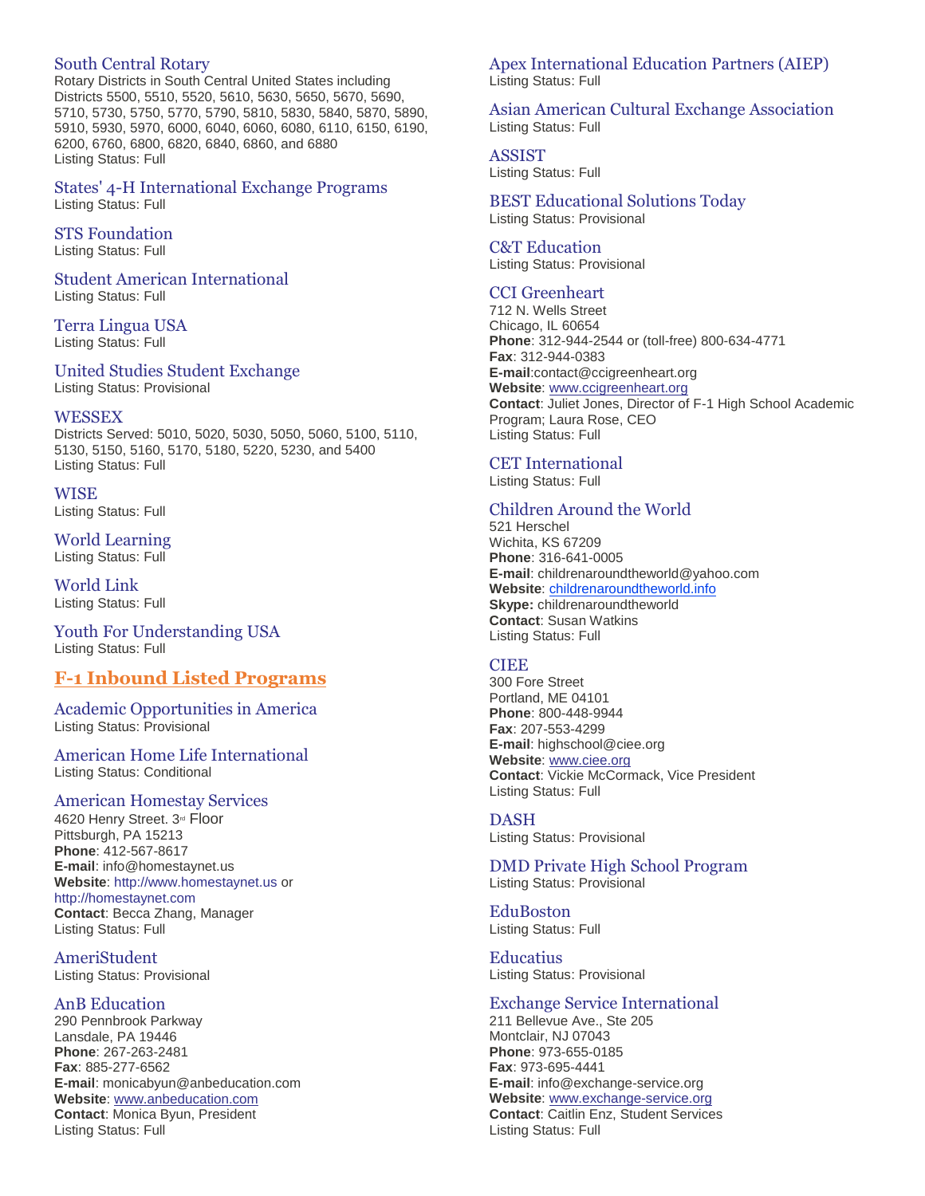### South Central Rotary

Rotary Districts in South Central United States including Districts 5500, 5510, 5520, 5610, 5630, 5650, 5670, 5690, 5710, 5730, 5750, 5770, 5790, 5810, 5830, 5840, 5870, 5890, 5910, 5930, 5970, 6000, 6040, 6060, 6080, 6110, 6150, 6190, 6200, 6760, 6800, 6820, 6840, 6860, and 6880
Listing Status: Full

### States' 4-H International Exchange Programs

Listing Status: Full

### STS Foundation

Listing Status: Full

### Student American International

Listing Status: Full

### Terra Lingua USA

Listing Status: Full

### United Studies Student Exchange

Listing Status: Provisional

### WESSEX

Districts Served: 5010, 5020, 5030, 5050, 5060, 5100, 5110, 5130, 5150, 5160, 5170, 5180, 5220, 5230, and 5400
Listing Status: Full

### WISE

Listing Status: Full

### World Learning

Listing Status: Full

### World Link

Listing Status: Full

### Youth For Understanding USA

Listing Status: Full

## F-1 Inbound Listed Programs

### Academic Opportunities in America

Listing Status: Provisional

### American Home Life International

Listing Status: Conditional

### American Homestay Services

4620 Henry Street. 3rd Floor
Pittsburgh, PA 15213
**Phone**: 412-567-8617
**E-mail**: info@homestaynet.us
**Website**: http://www.homestaynet.us or http://homestaynet.com
**Contact**: Becca Zhang, Manager
Listing Status: Full

### AmeriStudent

Listing Status: Provisional

### AnB Education

290 Pennbrook Parkway
Lansdale, PA 19446
**Phone**: 267-263-2481
**Fax**: 885-277-6562
**E-mail**: monicabyun@anbeducation.com
**Website**: www.anbeducation.com
**Contact**: Monica Byun, President
Listing Status: Full

### Apex International Education Partners (AIEP)

Listing Status: Full

### Asian American Cultural Exchange Association

Listing Status: Full

### ASSIST

Listing Status: Full

### BEST Educational Solutions Today

Listing Status: Provisional

### C&T Education

Listing Status: Provisional

### CCI Greenheart

712 N. Wells Street
Chicago, IL 60654
**Phone**: 312-944-2544 or (toll-free) 800-634-4771
**Fax**: 312-944-0383
**E-mail**:contact@ccigreenheart.org
**Website**: www.ccigreenheart.org
**Contact**: Juliet Jones, Director of F-1 High School Academic Program; Laura Rose, CEO
Listing Status: Full

### CET International

Listing Status: Full

### Children Around the World

521 Herschel
Wichita, KS 67209
**Phone**: 316-641-0005
**E-mail**: childrenaroundtheworld@yahoo.com
**Website**: childrenaroundtheworld.info
**Skype:** childrenaroundtheworld
**Contact**: Susan Watkins
Listing Status: Full

### CIEE

300 Fore Street
Portland, ME 04101
**Phone**: 800-448-9944
**Fax**: 207-553-4299
**E-mail**: highschool@ciee.org
**Website**: www.ciee.org
**Contact**: Vickie McCormack, Vice President
Listing Status: Full

### DASH

Listing Status: Provisional

### DMD Private High School Program

Listing Status: Provisional

### EduBoston

Listing Status: Full

### Educatius

Listing Status: Provisional

### Exchange Service International

211 Bellevue Ave., Ste 205
Montclair, NJ 07043
**Phone**: 973-655-0185
**Fax**: 973-695-4441
**E-mail**: info@exchange-service.org
**Website**: www.exchange-service.org
**Contact**: Caitlin Enz, Student Services
Listing Status: Full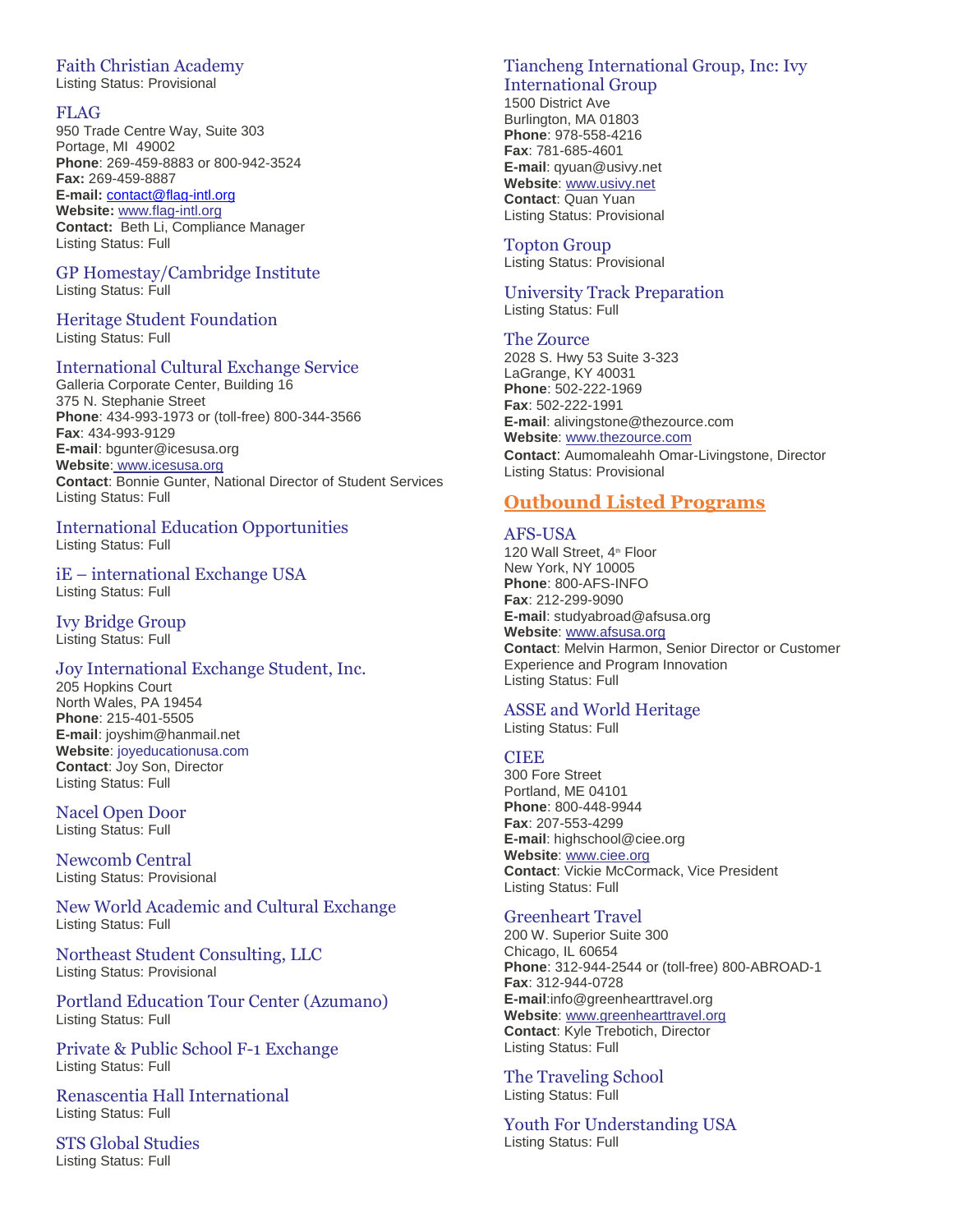### Faith Christian Academy
Listing Status: Provisional

### FLAG
950 Trade Centre Way, Suite 303
Portage, MI 49002
**Phone**: 269-459-8883 or 800-942-3524
**Fax:** 269-459-8887
**E-mail:** contact@flag-intl.org
**Website:** www.flag-intl.org
**Contact:** Beth Li, Compliance Manager
Listing Status: Full

### GP Homestay/Cambridge Institute
Listing Status: Full

### Heritage Student Foundation
Listing Status: Full

### International Cultural Exchange Service
Galleria Corporate Center, Building 16
375 N. Stephanie Street
**Phone**: 434-993-1973 or (toll-free) 800-344-3566
**Fax**: 434-993-9129
**E-mail**: bgunter@icesusa.org
**Website**: www.icesusa.org
**Contact**: Bonnie Gunter, National Director of Student Services
Listing Status: Full

### International Education Opportunities
Listing Status: Full

### iE – international Exchange USA
Listing Status: Full

### Ivy Bridge Group
Listing Status: Full

### Joy International Exchange Student, Inc.
205 Hopkins Court
North Wales, PA 19454
**Phone**: 215-401-5505
**E-mail**: joyshim@hanmail.net
**Website**: joyeducationusa.com
**Contact**: Joy Son, Director
Listing Status: Full

### Nacel Open Door
Listing Status: Full

### Newcomb Central
Listing Status: Provisional

### New World Academic and Cultural Exchange
Listing Status: Full

### Northeast Student Consulting, LLC
Listing Status: Provisional

### Portland Education Tour Center (Azumano)
Listing Status: Full

### Private & Public School F-1 Exchange
Listing Status: Full

### Renascentia Hall International
Listing Status: Full

### STS Global Studies
Listing Status: Full

### Tiancheng International Group, Inc: Ivy International Group
1500 District Ave
Burlington, MA 01803
**Phone**: 978-558-4216
**Fax**: 781-685-4601
**E-mail**: qyuan@usivy.net
**Website**: www.usivy.net
**Contact**: Quan Yuan
Listing Status: Provisional

### Topton Group
Listing Status: Provisional

### University Track Preparation
Listing Status: Full

### The Zource
2028 S. Hwy 53 Suite 3-323
LaGrange, KY 40031
**Phone**: 502-222-1969
**Fax**: 502-222-1991
**E-mail**: alivingstone@thezource.com
**Website**: www.thezource.com
**Contact**: Aumomaleahh Omar-Livingstone, Director
Listing Status: Provisional

## Outbound Listed Programs

### AFS-USA
120 Wall Street, 4th Floor
New York, NY 10005
**Phone**: 800-AFS-INFO
**Fax**: 212-299-9090
**E-mail**: studyabroad@afsusa.org
**Website**: www.afsusa.org
**Contact**: Melvin Harmon, Senior Director or Customer Experience and Program Innovation
Listing Status: Full

### ASSE and World Heritage
Listing Status: Full

### CIEE
300 Fore Street
Portland, ME 04101
**Phone**: 800-448-9944
**Fax**: 207-553-4299
**E-mail**: highschool@ciee.org
**Website**: www.ciee.org
**Contact**: Vickie McCormack, Vice President
Listing Status: Full

### Greenheart Travel
200 W. Superior Suite 300
Chicago, IL 60654
**Phone**: 312-944-2544 or (toll-free) 800-ABROAD-1
**Fax**: 312-944-0728
**E-mail**:info@greenhearttravel.org
**Website**: www.greenhearttravel.org
**Contact**: Kyle Trebotich, Director
Listing Status: Full

### The Traveling School
Listing Status: Full

### Youth For Understanding USA
Listing Status: Full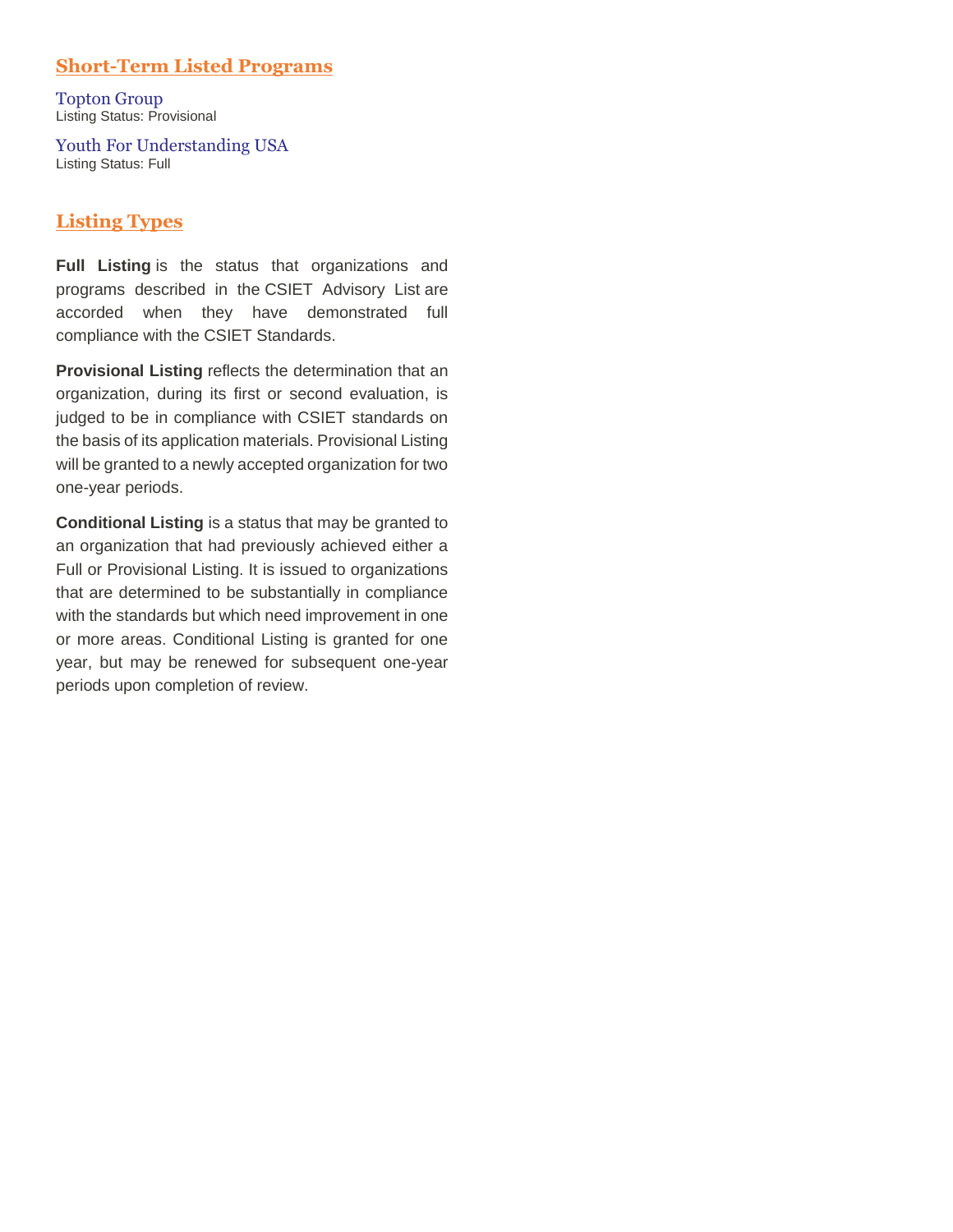## Short-Term Listed Programs

Topton Group
Listing Status: Provisional

Youth For Understanding USA
Listing Status: Full

## Listing Types

**Full Listing** is the status that organizations and programs described in the CSIET Advisory List are accorded when they have demonstrated full compliance with the CSIET Standards.

**Provisional Listing** reflects the determination that an organization, during its first or second evaluation, is judged to be in compliance with CSIET standards on the basis of its application materials. Provisional Listing will be granted to a newly accepted organization for two one-year periods.

**Conditional Listing** is a status that may be granted to an organization that had previously achieved either a Full or Provisional Listing. It is issued to organizations that are determined to be substantially in compliance with the standards but which need improvement in one or more areas. Conditional Listing is granted for one year, but may be renewed for subsequent one-year periods upon completion of review.